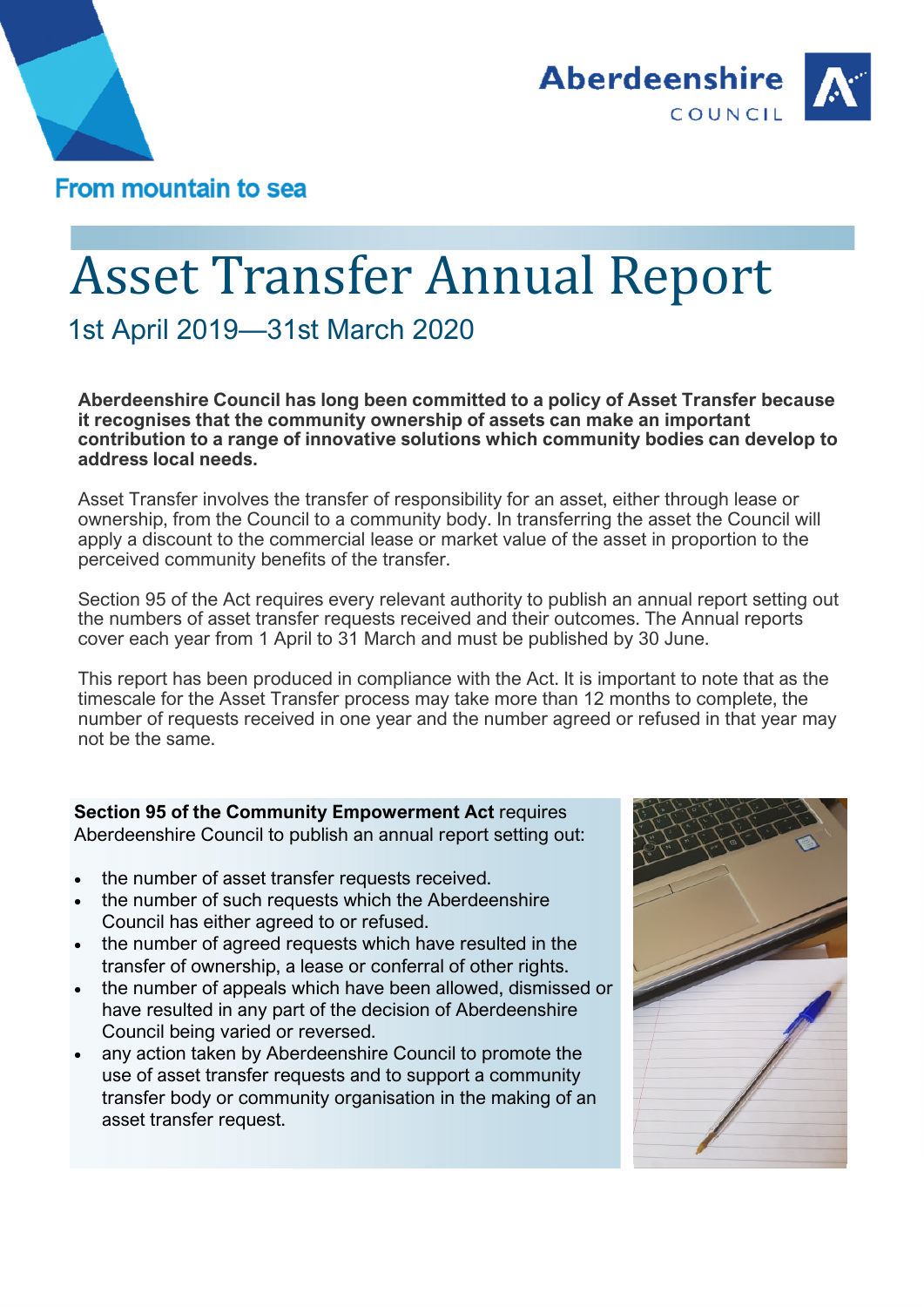Aberdeenshire COUNCIL

From mountain to sea

# Asset Transfer Annual Report

1st April 2019—31st March 2020

**Aberdeenshire Council has long been committed to a policy of Asset Transfer because it recognises that the community ownership of assets can make an important contribution to a range of innovative solutions which community bodies can develop to address local needs.**

Asset Transfer involves the transfer of responsibility for an asset, either through lease or ownership, from the Council to a community body. In transferring the asset the Council will apply a discount to the commercial lease or market value of the asset in proportion to the perceived community benefits of the transfer.

Section 95 of the Act requires every relevant authority to publish an annual report setting out the numbers of asset transfer requests received and their outcomes. The Annual reports cover each year from 1 April to 31 March and must be published by 30 June.

This report has been produced in compliance with the Act. It is important to note that as the timescale for the Asset Transfer process may take more than 12 months to complete, the number of requests received in one year and the number agreed or refused in that year may not be the same.

**Section 95 of the Community Empowerment Act** requires Aberdeenshire Council to publish an annual report setting out:

- the number of asset transfer requests received.
- the number of such requests which the Aberdeenshire Council has either agreed to or refused.
- the number of agreed requests which have resulted in the transfer of ownership, a lease or conferral of other rights.
- the number of appeals which have been allowed, dismissed or have resulted in any part of the decision of Aberdeenshire Council being varied or reversed.
- any action taken by Aberdeenshire Council to promote the use of asset transfer requests and to support a community transfer body or community organisation in the making of an asset transfer request.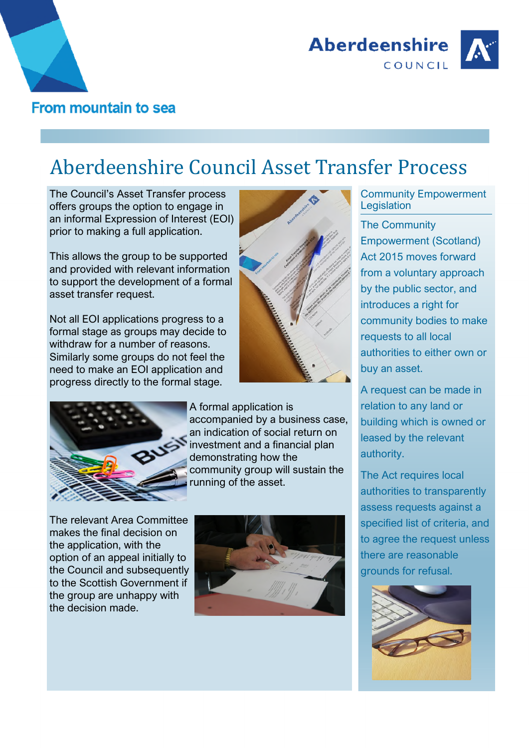Aberdeenshire COUNCIL

From mountain to sea

# Aberdeenshire Council Asset Transfer Process

The Council's Asset Transfer process offers groups the option to engage in an informal Expression of Interest (EOI) prior to making a full application.

This allows the group to be supported and provided with relevant information to support the development of a formal asset transfer request.

Not all EOI applications progress to a formal stage as groups may decide to withdraw for a number of reasons. Similarly some groups do not feel the need to make an EOI application and progress directly to the formal stage.

A formal application is accompanied by a business case, an indication of social return on investment and a financial plan demonstrating how the community group will sustain the running of the asset.

The relevant Area Committee makes the final decision on the application, with the option of an appeal initially to the Council and subsequently to the Scottish Government if the group are unhappy with the decision made.

## Community Empowerment Legislation

The Community Empowerment (Scotland) Act 2015 moves forward from a voluntary approach by the public sector, and introduces a right for community bodies to make requests to all local authorities to either own or buy an asset.

A request can be made in relation to any land or building which is owned or leased by the relevant authority.

The Act requires local authorities to transparently assess requests against a specified list of criteria, and to agree the request unless there are reasonable grounds for refusal.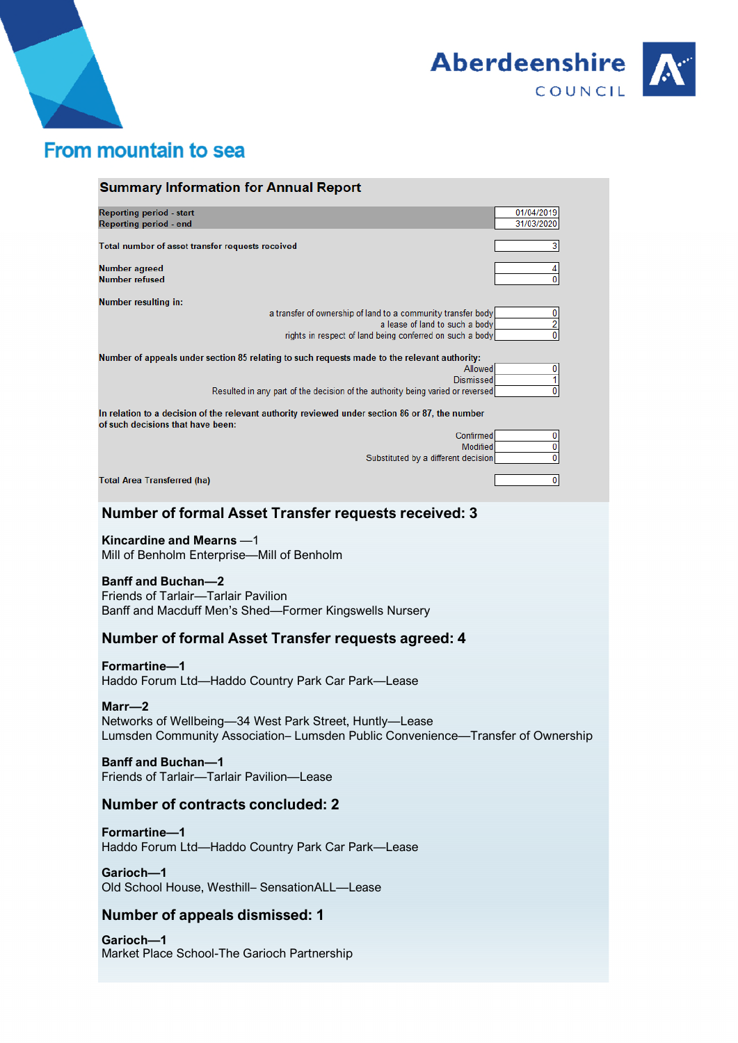Aberdeenshire COUNCIL

From mountain to sea

## Summary Information for Annual Report

| | |
|---|---|
| Reporting period - start | 01/04/2019 |
| Reporting period - end | 31/03/2020 |
| Total number of asset transfer requests received | 3 |
| Number agreed | 4 |
| Number refused | 0 |
| **Number resulting in:** | |
| a transfer of ownership of land to a community transfer body | 0 |
| a lease of land to such a body | 2 |
| rights in respect of land being conferred on such a body | 0 |
| **Number of appeals under section 85 relating to such requests made to the relevant authority:** | |
| Allowed | 0 |
| Dismissed | 1 |
| Resulted in any part of the decision of the authority being varied or reversed | 0 |
| **In relation to a decision of the relevant authority reviewed under section 86 or 87, the number of such decisions that have been:** | |
| Confirmed | 0 |
| Modified | 0 |
| Substituted by a different decision | 0 |
| Total Area Transferred (ha) | 0 |

### Number of formal Asset Transfer requests received: 3

**Kincardine and Mearns** —1
Mill of Benholm Enterprise—Mill of Benholm

**Banff and Buchan—2**
Friends of Tarlair—Tarlair Pavilion
Banff and Macduff Men's Shed—Former Kingswells Nursery

### Number of formal Asset Transfer requests agreed: 4

**Formartine—1**
Haddo Forum Ltd—Haddo Country Park Car Park—Lease

**Marr—2**
Networks of Wellbeing—34 West Park Street, Huntly—Lease
Lumsden Community Association– Lumsden Public Convenience—Transfer of Ownership

**Banff and Buchan—1**
Friends of Tarlair—Tarlair Pavilion—Lease

### Number of contracts concluded: 2

**Formartine—1**
Haddo Forum Ltd—Haddo Country Park Car Park—Lease

**Garioch—1**
Old School House, Westhill– SensationALL—Lease

### Number of appeals dismissed: 1

**Garioch—1**
Market Place School-The Garioch Partnership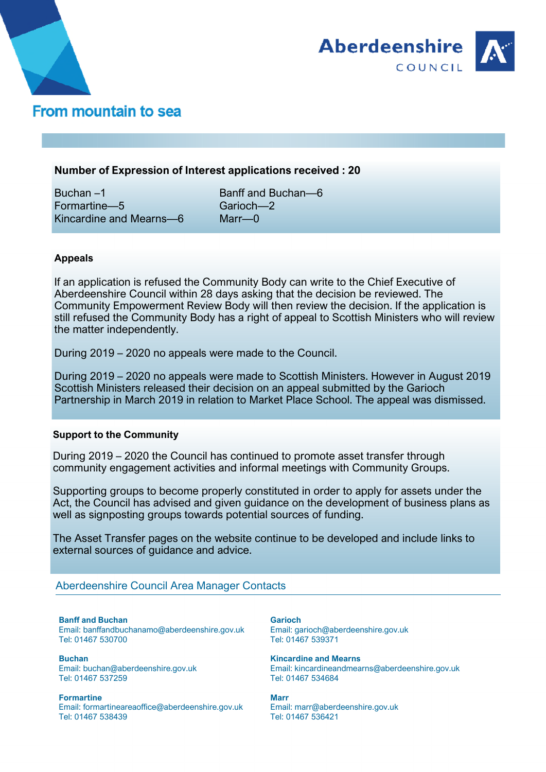Aberdeenshire COUNCIL

From mountain to sea

**Number of Expression of Interest applications received : 20**

| | |
|---|---|
| Buchan –1 | Banff and Buchan—6 |
| Formartine—5 | Garioch—2 |
| Kincardine and Mearns—6 | Marr—0 |

**Appeals**

If an application is refused the Community Body can write to the Chief Executive of Aberdeenshire Council within 28 days asking that the decision be reviewed. The Community Empowerment Review Body will then review the decision. If the application is still refused the Community Body has a right of appeal to Scottish Ministers who will review the matter independently.

During 2019 – 2020 no appeals were made to the Council.

During 2019 – 2020 no appeals were made to Scottish Ministers. However in August 2019 Scottish Ministers released their decision on an appeal submitted by the Garioch Partnership in March 2019 in relation to Market Place School. The appeal was dismissed.

**Support to the Community**

During 2019 – 2020 the Council has continued to promote asset transfer through community engagement activities and informal meetings with Community Groups.

Supporting groups to become properly constituted in order to apply for assets under the Act, the Council has advised and given guidance on the development of business plans as well as signposting groups towards potential sources of funding.

The Asset Transfer pages on the website continue to be developed and include links to external sources of guidance and advice.

## Aberdeenshire Council Area Manager Contacts

**Banff and Buchan**
Email: banffandbuchanamo@aberdeenshire.gov.uk
Tel: 01467 530700

**Buchan**
Email: buchan@aberdeenshire.gov.uk
Tel: 01467 537259

**Formartine**
Email: formartineareaoffice@aberdeenshire.gov.uk
Tel: 01467 538439

**Garioch**
Email: garioch@aberdeenshire.gov.uk
Tel: 01467 539371

**Kincardine and Mearns**
Email: kincardineandmearns@aberdeenshire.gov.uk
Tel: 01467 534684

**Marr**
Email: marr@aberdeenshire.gov.uk
Tel: 01467 536421